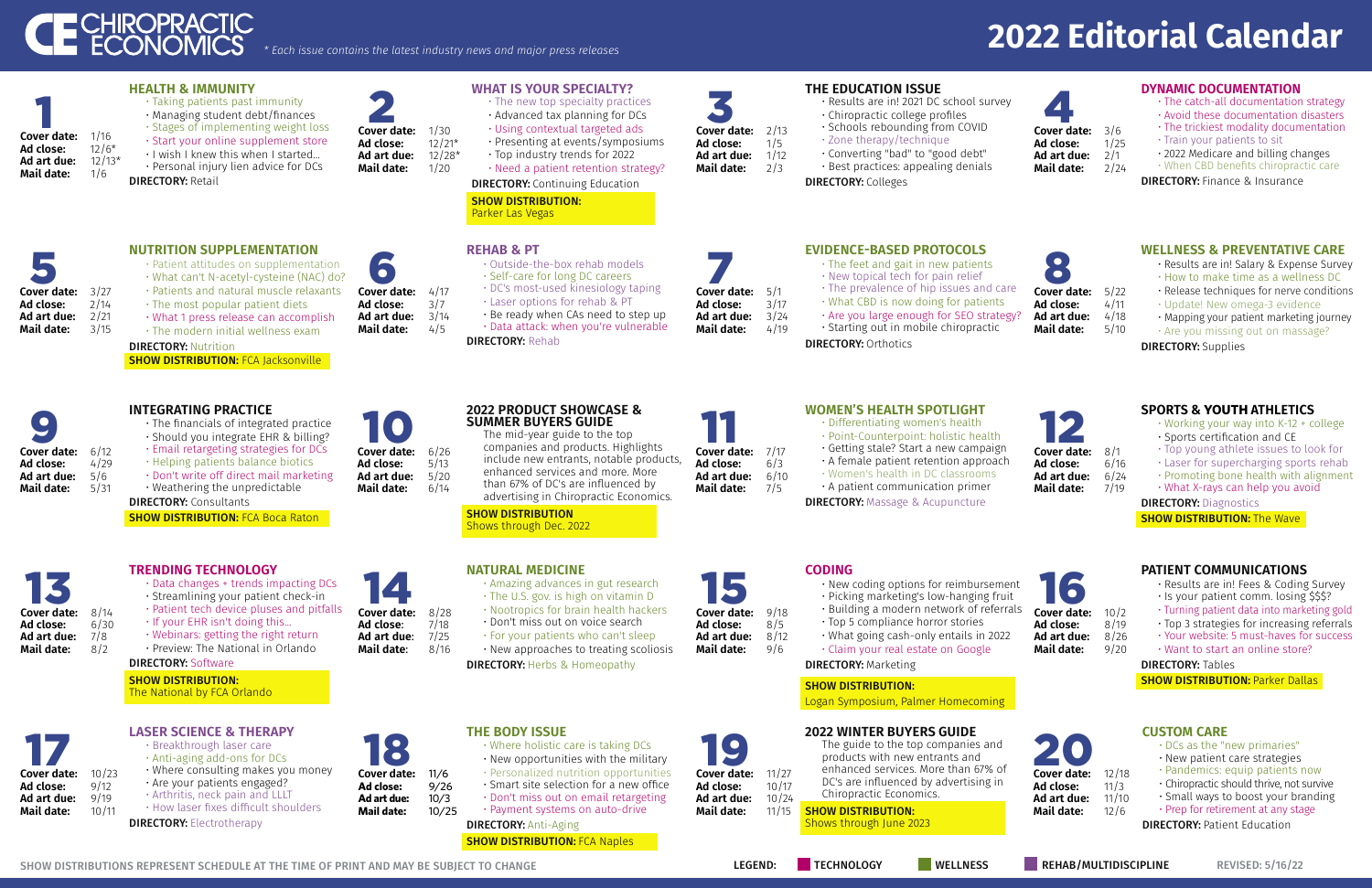# CHIROPRACTIC ECONOMICS

*\* Each issue contains the latest industry news and major press releases*

# 2022 Editorial Calendar

## 1

Cover date: 1/16
Ad close: 12/6*
Ad art due: 12/13*
Mail date: 1/6

### HEALTH & IMMUNITY

- Taking patients past immunity
- Managing student debt/finances
- Stages of implementing weight loss
- Start your online supplement store
- I wish I knew this when I started…
- Personal injury lien advice for DCs

**DIRECTORY:** Retail

## 2

Cover date: 1/30
Ad close: 12/21*
Ad art due: 12/28*
Mail date: 1/20

### WHAT IS YOUR SPECIALTY?

- The new top specialty practices
- Advanced tax planning for DCs
- Using contextual targeted ads
- Presenting at events/symposiums
- Top industry trends for 2022
- Need a patient retention strategy?

**DIRECTORY:** Continuing Education

**SHOW DISTRIBUTION:** Parker Las Vegas

## 3

Cover date: 2/13
Ad close: 1/5
Ad art due: 1/12
Mail date: 2/3

### THE EDUCATION ISSUE

- Results are in! 2021 DC school survey
- Chiropractic college profiles
- Schools rebounding from COVID
- Zone therapy/technique
- Converting "bad" to "good debt"
- Best practices: appealing denials

**DIRECTORY:** Colleges

## 4

Cover date: 3/6
Ad close: 1/25
Ad art due: 2/1
Mail date: 2/24

### DYNAMIC DOCUMENTATION

- The catch-all documentation strategy
- Avoid these documentation disasters
- The trickiest modality documentation
- Train your patients to sit
- 2022 Medicare and billing changes
- When CBD benefits chiropractic care

**DIRECTORY:** Finance & Insurance

## 5

Cover date: 3/27
Ad close: 2/14
Ad art due: 2/21
Mail date: 3/15

### NUTRITION SUPPLEMENTATION

- Patient attitudes on supplementation
- What can't N-acetyl-cysteine (NAC) do?
- Patients and natural muscle relaxants
- The most popular patient diets
- What 1 press release can accomplish
- The modern initial wellness exam

**DIRECTORY:** Nutrition

**SHOW DISTRIBUTION:** FCA Jacksonville

## 6

Cover date: 4/17
Ad close: 3/7
Ad art due: 3/14
Mail date: 4/5

### REHAB & PT

- Outside-the-box rehab models
- Self-care for long DC careers
- DC's most-used kinesiology taping
- Laser options for rehab & PT
- Be ready when CAs need to step up
- Data attack: when you're vulnerable

**DIRECTORY:** Rehab

## 7

Cover date: 5/1
Ad close: 3/17
Ad art due: 3/24
Mail date: 4/19

### EVIDENCE-BASED PROTOCOLS

- The feet and gait in new patients
- New topical tech for pain relief
- The prevalence of hip issues and care
- What CBD is now doing for patients
- Are you large enough for SEO strategy?
- Starting out in mobile chiropractic

**DIRECTORY:** Orthotics

## 8

Cover date: 5/22
Ad close: 4/11
Ad art due: 4/18
Mail date: 5/10

### WELLNESS & PREVENTATIVE CARE

- Results are in! Salary & Expense Survey
- How to make time as a wellness DC
- Release techniques for nerve conditions
- Update! New omega-3 evidence
- Mapping your patient marketing journey
- Are you missing out on massage?

**DIRECTORY:** Supplies

## 9

Cover date: 6/12
Ad close: 4/29
Ad art due: 5/6
Mail date: 5/31

### INTEGRATING PRACTICE

- The financials of integrated practice
- Should you integrate EHR & billing?
- Email retargeting strategies for DCs
- Helping patients balance biotics
- Don't write off direct mail marketing
- Weathering the unpredictable

**DIRECTORY:** Consultants

**SHOW DISTRIBUTION:** FCA Boca Raton

## 10

Cover date: 6/26
Ad close: 5/13
Ad art due: 5/20
Mail date: 6/14

### 2022 PRODUCT SHOWCASE & SUMMER BUYERS GUIDE

The mid-year guide to the top companies and products. Highlights include new entrants, notable products, enhanced services and more. More than 67% of DC's are influenced by advertising in Chiropractic Economics.

**SHOW DISTRIBUTION** Shows through Dec. 2022

## 11

Cover date: 7/17
Ad close: 6/3
Ad art due: 6/10
Mail date: 7/5

### WOMEN'S HEALTH SPOTLIGHT

- Differentiating women's health
- Point-Counterpoint: holistic health
- Getting stale? Start a new campaign
- A female patient retention approach
- Women's health in DC classrooms
- A patient communication primer

**DIRECTORY:** Massage & Acupuncture

## 12

Cover date: 8/1
Ad close: 6/16
Ad art due: 6/24
Mail date: 7/19

### SPORTS & YOUTH ATHLETICS

- Working your way into K-12 + college
- Sports certification and CE
- Top young athlete issues to look for
- Laser for supercharging sports rehab
- Promoting bone health with alignment
- What X-rays can help you avoid

**DIRECTORY:** Diagnostics

**SHOW DISTRIBUTION:** The Wave

## 13

Cover date: 8/14
Ad close: 6/30
Ad art due: 7/8
Mail date: 8/2

### TRENDING TECHNOLOGY

- Data changes + trends impacting DCs
- Streamlining your patient check-in
- Patient tech device pluses and pitfalls
- If your EHR isn't doing this…
- Webinars: getting the right return
- Preview: The National in Orlando

**DIRECTORY:** Software

**SHOW DISTRIBUTION:** The National by FCA Orlando

## 14

Cover date: 8/28
Ad close: 7/18
Ad art due: 7/25
Mail date: 8/16

### NATURAL MEDICINE

- Amazing advances in gut research
- The U.S. gov. is high on vitamin D
- Nootropics for brain health hackers
- Don't miss out on voice search
- For your patients who can't sleep
- New approaches to treating scoliosis

**DIRECTORY:** Herbs & Homeopathy

## 15

Cover date: 9/18
Ad close: 8/5
Ad art due: 8/12
Mail date: 9/6

### CODING

- New coding options for reimbursement
- Picking marketing's low-hanging fruit
- Building a modern network of referrals
- Top 5 compliance horror stories
- What going cash-only entails in 2022
- Claim your real estate on Google

**DIRECTORY:** Marketing

**SHOW DISTRIBUTION:** Logan Symposium, Palmer Homecoming

## 16

Cover date: 10/2
Ad close: 8/19
Ad art due: 8/26
Mail date: 9/20

### PATIENT COMMUNICATIONS

- Results are in! Fees & Coding Survey
- Is your patient comm. losing $$$?
- Turning patient data into marketing gold
- Top 3 strategies for increasing referrals
- Your website: 5 must-haves for success
- Want to start an online store?

**DIRECTORY:** Tables

**SHOW DISTRIBUTION:** Parker Dallas

## 17

Cover date: 10/23
Ad close: 9/12
Ad art due: 9/19
Mail date: 10/11

### LASER SCIENCE & THERAPY

- Breakthrough laser care
- Anti-aging add-ons for DCs
- Where consulting makes you money
- Are your patients engaged?
- Arthritis, neck pain and LLLT
- How laser fixes difficult shoulders

**DIRECTORY:** Electrotherapy

## 18

Cover date: 11/6
Ad close: 9/26
Ad art due: 10/3
Mail date: 10/25

### THE BODY ISSUE

- Where holistic care is taking DCs
- New opportunities with the military
- Personalized nutrition opportunities
- Smart site selection for a new office
- Don't miss out on email retargeting
- Payment systems on auto-drive

**DIRECTORY:** Anti-Aging

**SHOW DISTRIBUTION:** FCA Naples

## 19

Cover date: 11/27
Ad close: 10/17
Ad art due: 10/24
Mail date: 11/15

### 2022 WINTER BUYERS GUIDE

The guide to the top companies and products with new entrants and enhanced services. More than 67% of DC's are influenced by advertising in Chiropractic Economics.

**SHOW DISTRIBUTION:** Shows through June 2023

## 20

Cover date: 12/18
Ad close: 11/3
Ad art due: 11/10
Mail date: 12/6

### CUSTOM CARE

- DCs as the "new primaries"
- New patient care strategies
- Pandemics: equip patients now
- Chiropractic should thrive, not survive
- Small ways to boost your branding
- Prep for retirement at any stage

**DIRECTORY:** Patient Education

SHOW DISTRIBUTIONS REPRESENT SCHEDULE AT THE TIME OF PRINT AND MAY BE SUBJECT TO CHANGE

LEGEND: TECHNOLOGY | WELLNESS | REHAB/MULTIDISCIPLINE

REVISED: 5/16/22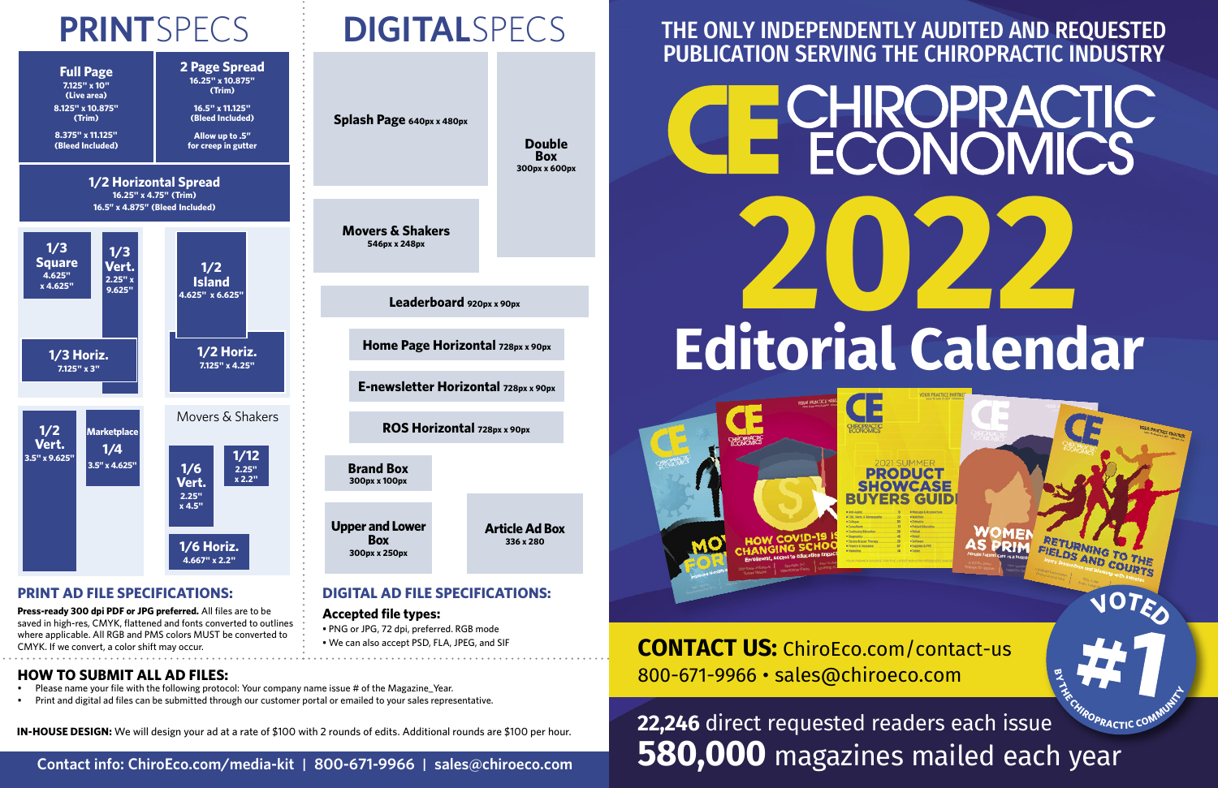# PRINTSPECS

**Full Page**
7.125" x 10" (Live area)
8.125" x 10.875" (Trim)
8.375" x 11.125" (Bleed Included)

**2 Page Spread**
16.25" x 10.875" (Trim)
16.5" x 11.125" (Bleed Included)
Allow up to .5" for creep in gutter

**1/2 Horizontal Spread**
16.25" x 4.75" (Trim)
16.5" x 4.875" (Bleed Included)

**1/3 Square** 4.625" x 4.625"

**1/3 Vert.** 2.25" x 9.625"

**1/2 Island** 4.625" x 6.625"

**1/3 Horiz.** 7.125" x 3"

**1/2 Horiz.** 7.125" x 4.25"

**1/2 Vert.** 3.5" x 9.625"

**Marketplace 1/4** 3.5" x 4.625"

Movers & Shakers

**1/6 Vert.** 2.25" x 4.5"

**1/12** 2.25" x 2.2"

**1/6 Horiz.** 4.667" x 2.2"

## PRINT AD FILE SPECIFICATIONS:

**Press-ready 300 dpi PDF or JPG preferred.** All files are to be saved in high-res, CMYK, flattened and fonts converted to outlines where applicable. All RGB and PMS colors MUST be converted to CMYK. If we convert, a color shift may occur.

# DIGITALSPECS

**Splash Page** 640px x 480px

**Double Box** 300px x 600px

**Movers & Shakers** 546px x 248px

**Leaderboard** 920px x 90px

**Home Page Horizontal** 728px x 90px

**E-newsletter Horizontal** 728px x 90px

**ROS Horizontal** 728px x 90px

**Brand Box** 300px x 100px

**Upper and Lower Box** 300px x 250px

**Article Ad Box** 336 x 280

## DIGITAL AD FILE SPECIFICATIONS:

**Accepted file types:**

- PNG or JPG, 72 dpi, preferred. RGB mode
- We can also accept PSD, FLA, JPEG, and SIF

## HOW TO SUBMIT ALL AD FILES:

- Please name your file with the following protocol: Your company name issue # of the Magazine_Year.
- Print and digital ad files can be submitted through our customer portal or emailed to your sales representative.

**IN-HOUSE DESIGN:** We will design your ad at a rate of $100 with 2 rounds of edits. Additional rounds are $100 per hour.

Contact info: ChiroEco.com/media-kit | 800-671-9966 | sales@chiroeco.com

THE ONLY INDEPENDENTLY AUDITED AND REQUESTED PUBLICATION SERVING THE CHIROPRACTIC INDUSTRY

# CE CHIROPRACTIC ECONOMICS

# 2022 Editorial Calendar

**CONTACT US:** ChiroEco.com/contact-us
800-671-9966 • sales@chiroeco.com

VOTED #1 BY THE CHIROPRACTIC COMMUNITY

**22,246** direct requested readers each issue
**580,000** magazines mailed each year